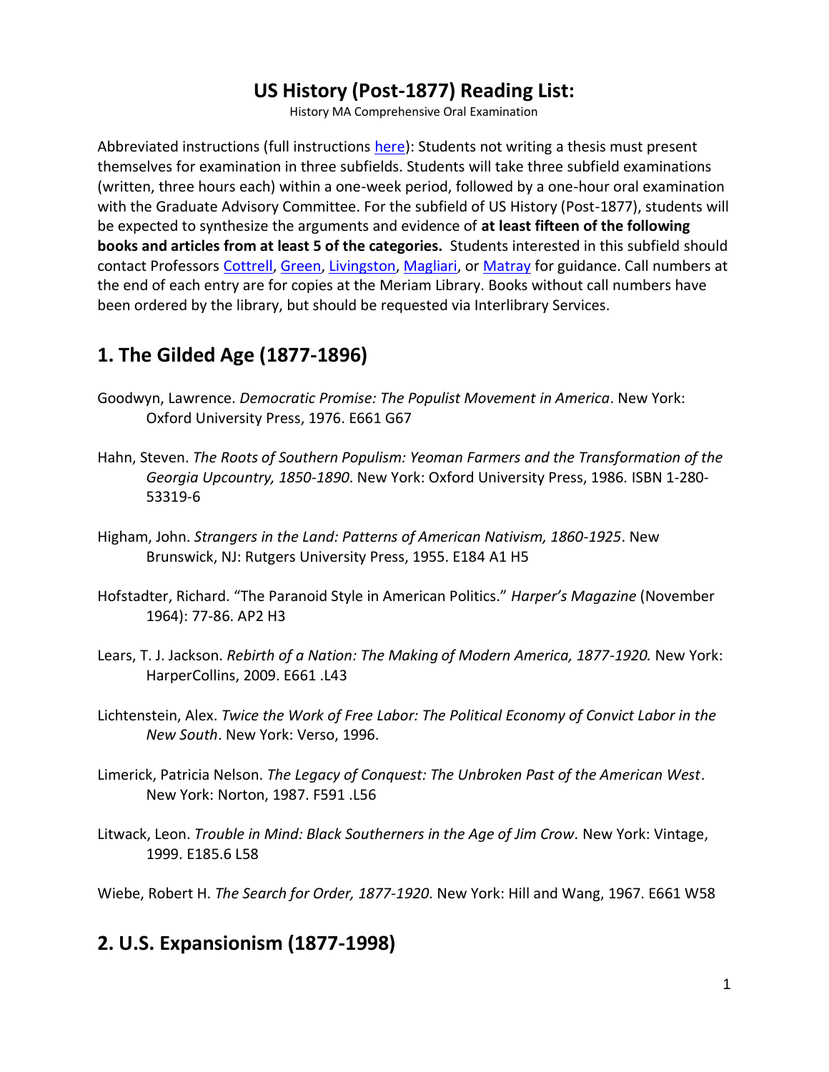# US History (Post-1877) Reading List:

History MA Comprehensive Oral Examination

Abbreviated instructions (full instructions here): Students not writing a thesis must present themselves for examination in three subfields. Students will take three subfield examinations (written, three hours each) within a one-week period, followed by a one-hour oral examination with the Graduate Advisory Committee. For the subfield of US History (Post-1877), students will be expected to synthesize the arguments and evidence of **at least fifteen of the following books and articles from at least 5 of the categories.** Students interested in this subfield should contact Professors Cottrell, Green, Livingston, Magliari, or Matray for guidance. Call numbers at the end of each entry are for copies at the Meriam Library. Books without call numbers have been ordered by the library, but should be requested via Interlibrary Services.

## 1. The Gilded Age (1877-1896)

Goodwyn, Lawrence. *Democratic Promise: The Populist Movement in America*. New York: Oxford University Press, 1976. E661 G67

Hahn, Steven. *The Roots of Southern Populism: Yeoman Farmers and the Transformation of the Georgia Upcountry, 1850-1890*. New York: Oxford University Press, 1986. ISBN 1-280-53319-6

Higham, John. *Strangers in the Land: Patterns of American Nativism, 1860-1925*. New Brunswick, NJ: Rutgers University Press, 1955. E184 A1 H5

Hofstadter, Richard. "The Paranoid Style in American Politics." *Harper's Magazine* (November 1964): 77-86. AP2 H3

Lears, T. J. Jackson. *Rebirth of a Nation: The Making of Modern America, 1877-1920.* New York: HarperCollins, 2009. E661 .L43

Lichtenstein, Alex. *Twice the Work of Free Labor: The Political Economy of Convict Labor in the New South*. New York: Verso, 1996.

Limerick, Patricia Nelson. *The Legacy of Conquest: The Unbroken Past of the American West*. New York: Norton, 1987. F591 .L56

Litwack, Leon. *Trouble in Mind: Black Southerners in the Age of Jim Crow*. New York: Vintage, 1999. E185.6 L58

Wiebe, Robert H. *The Search for Order, 1877-1920*. New York: Hill and Wang, 1967. E661 W58

## 2. U.S. Expansionism (1877-1998)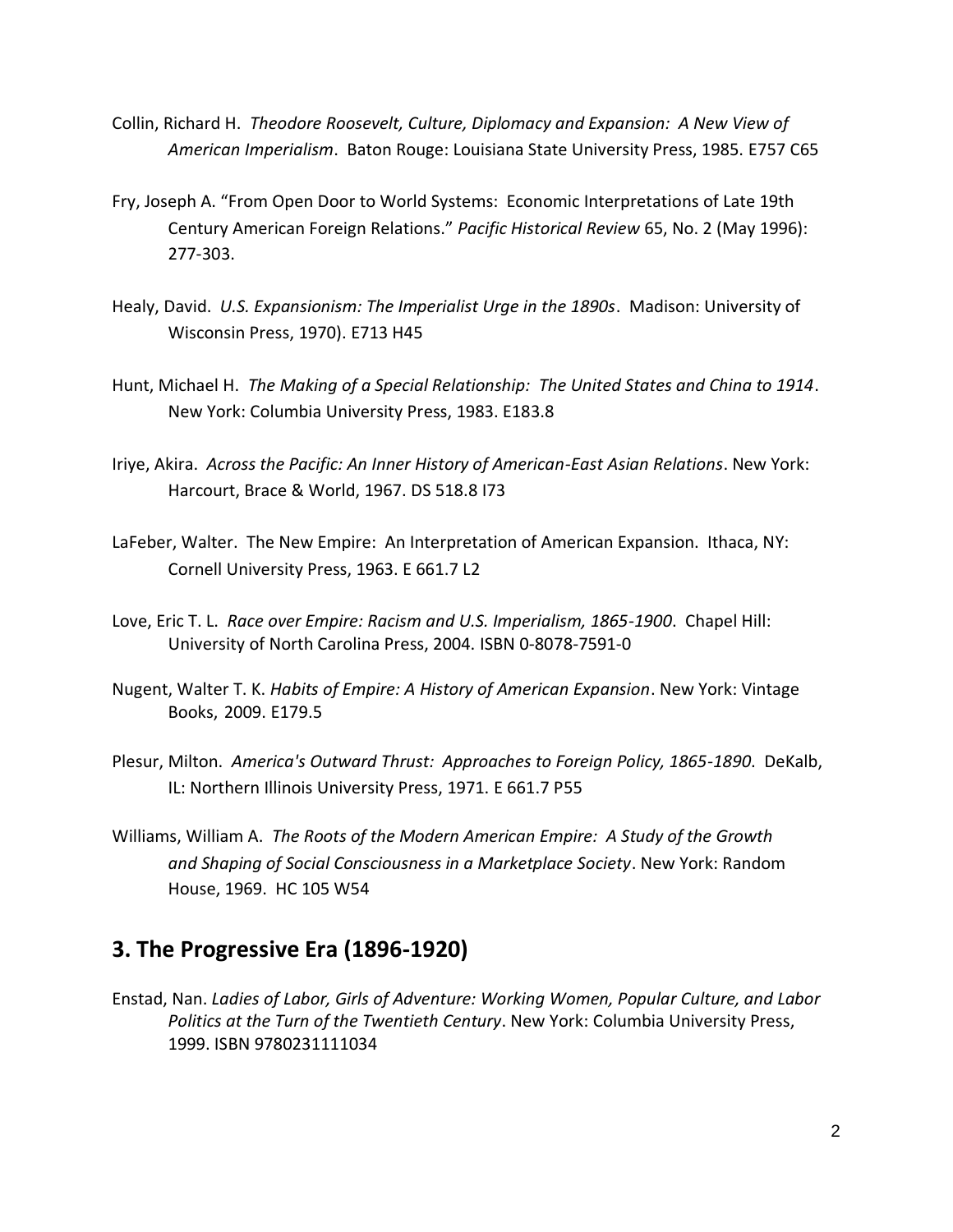Collin, Richard H. *Theodore Roosevelt, Culture, Diplomacy and Expansion: A New View of American Imperialism*. Baton Rouge: Louisiana State University Press, 1985. E757 C65

Fry, Joseph A. "From Open Door to World Systems: Economic Interpretations of Late 19th Century American Foreign Relations." *Pacific Historical Review* 65, No. 2 (May 1996): 277-303.

Healy, David. *U.S. Expansionism: The Imperialist Urge in the 1890s*. Madison: University of Wisconsin Press, 1970). E713 H45

Hunt, Michael H. *The Making of a Special Relationship: The United States and China to 1914*. New York: Columbia University Press, 1983. E183.8

Iriye, Akira. *Across the Pacific: An Inner History of American-East Asian Relations*. New York: Harcourt, Brace & World, 1967. DS 518.8 I73

LaFeber, Walter. The New Empire: An Interpretation of American Expansion. Ithaca, NY: Cornell University Press, 1963. E 661.7 L2

Love, Eric T. L. *Race over Empire: Racism and U.S. Imperialism, 1865-1900*. Chapel Hill: University of North Carolina Press, 2004. ISBN 0-8078-7591-0

Nugent, Walter T. K. *Habits of Empire: A History of American Expansion*. New York: Vintage Books, 2009. E179.5

Plesur, Milton. *America's Outward Thrust: Approaches to Foreign Policy, 1865-1890*. DeKalb, IL: Northern Illinois University Press, 1971. E 661.7 P55

Williams, William A. *The Roots of the Modern American Empire: A Study of the Growth and Shaping of Social Consciousness in a Marketplace Society*. New York: Random House, 1969. HC 105 W54

## 3. The Progressive Era (1896-1920)

Enstad, Nan. *Ladies of Labor, Girls of Adventure: Working Women, Popular Culture, and Labor Politics at the Turn of the Twentieth Century*. New York: Columbia University Press, 1999. ISBN 9780231111034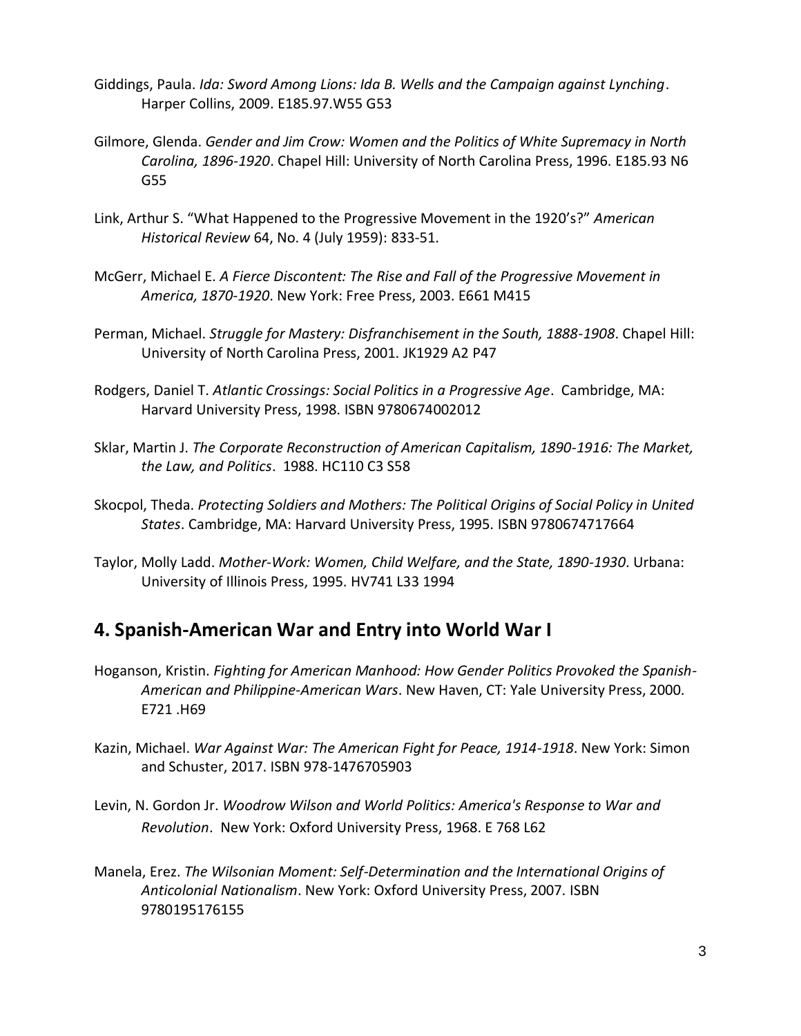Giddings, Paula. *Ida: Sword Among Lions: Ida B. Wells and the Campaign against Lynching*. Harper Collins, 2009. E185.97.W55 G53

Gilmore, Glenda. *Gender and Jim Crow: Women and the Politics of White Supremacy in North Carolina, 1896-1920*. Chapel Hill: University of North Carolina Press, 1996. E185.93 N6 G55

Link, Arthur S. "What Happened to the Progressive Movement in the 1920's?" *American Historical Review* 64, No. 4 (July 1959): 833-51.

McGerr, Michael E. *A Fierce Discontent: The Rise and Fall of the Progressive Movement in America, 1870-1920*. New York: Free Press, 2003. E661 M415

Perman, Michael. *Struggle for Mastery: Disfranchisement in the South, 1888-1908*. Chapel Hill: University of North Carolina Press, 2001. JK1929 A2 P47

Rodgers, Daniel T. *Atlantic Crossings: Social Politics in a Progressive Age*. Cambridge, MA: Harvard University Press, 1998. ISBN 9780674002012

Sklar, Martin J. *The Corporate Reconstruction of American Capitalism, 1890-1916: The Market, the Law, and Politics*. 1988. HC110 C3 S58

Skocpol, Theda. *Protecting Soldiers and Mothers: The Political Origins of Social Policy in United States*. Cambridge, MA: Harvard University Press, 1995. ISBN 9780674717664

Taylor, Molly Ladd. *Mother-Work: Women, Child Welfare, and the State, 1890-1930*. Urbana: University of Illinois Press, 1995. HV741 L33 1994

## 4. Spanish-American War and Entry into World War I

Hoganson, Kristin. *Fighting for American Manhood: How Gender Politics Provoked the Spanish-American and Philippine-American Wars*. New Haven, CT: Yale University Press, 2000. E721 .H69

Kazin, Michael. *War Against War: The American Fight for Peace, 1914-1918*. New York: Simon and Schuster, 2017. ISBN 978-1476705903

Levin, N. Gordon Jr. *Woodrow Wilson and World Politics: America's Response to War and Revolution*. New York: Oxford University Press, 1968. E 768 L62

Manela, Erez. *The Wilsonian Moment: Self-Determination and the International Origins of Anticolonial Nationalism*. New York: Oxford University Press, 2007. ISBN 9780195176155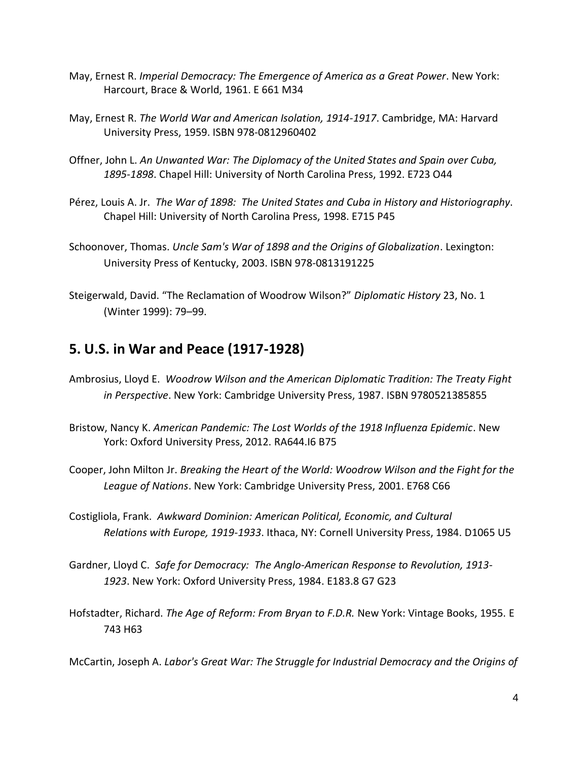May, Ernest R. *Imperial Democracy: The Emergence of America as a Great Power*. New York: Harcourt, Brace & World, 1961. E 661 M34

May, Ernest R. *The World War and American Isolation, 1914-1917*. Cambridge, MA: Harvard University Press, 1959. ISBN 978-0812960402

Offner, John L. *An Unwanted War: The Diplomacy of the United States and Spain over Cuba, 1895-1898*. Chapel Hill: University of North Carolina Press, 1992. E723 O44

Pérez, Louis A. Jr. *The War of 1898: The United States and Cuba in History and Historiography*. Chapel Hill: University of North Carolina Press, 1998. E715 P45

Schoonover, Thomas. *Uncle Sam's War of 1898 and the Origins of Globalization*. Lexington: University Press of Kentucky, 2003. ISBN 978-0813191225

Steigerwald, David. "The Reclamation of Woodrow Wilson?" *Diplomatic History* 23, No. 1 (Winter 1999): 79–99.

## 5. U.S. in War and Peace (1917-1928)

Ambrosius, Lloyd E. *Woodrow Wilson and the American Diplomatic Tradition: The Treaty Fight in Perspective*. New York: Cambridge University Press, 1987. ISBN 9780521385855

Bristow, Nancy K. *American Pandemic: The Lost Worlds of the 1918 Influenza Epidemic*. New York: Oxford University Press, 2012. RA644.I6 B75

Cooper, John Milton Jr. *Breaking the Heart of the World: Woodrow Wilson and the Fight for the League of Nations*. New York: Cambridge University Press, 2001. E768 C66

Costigliola, Frank. *Awkward Dominion: American Political, Economic, and Cultural Relations with Europe, 1919-1933*. Ithaca, NY: Cornell University Press, 1984. D1065 U5

Gardner, Lloyd C. *Safe for Democracy: The Anglo-American Response to Revolution, 1913-1923*. New York: Oxford University Press, 1984. E183.8 G7 G23

Hofstadter, Richard. *The Age of Reform: From Bryan to F.D.R.* New York: Vintage Books, 1955. E 743 H63

McCartin, Joseph A. *Labor's Great War: The Struggle for Industrial Democracy and the Origins of*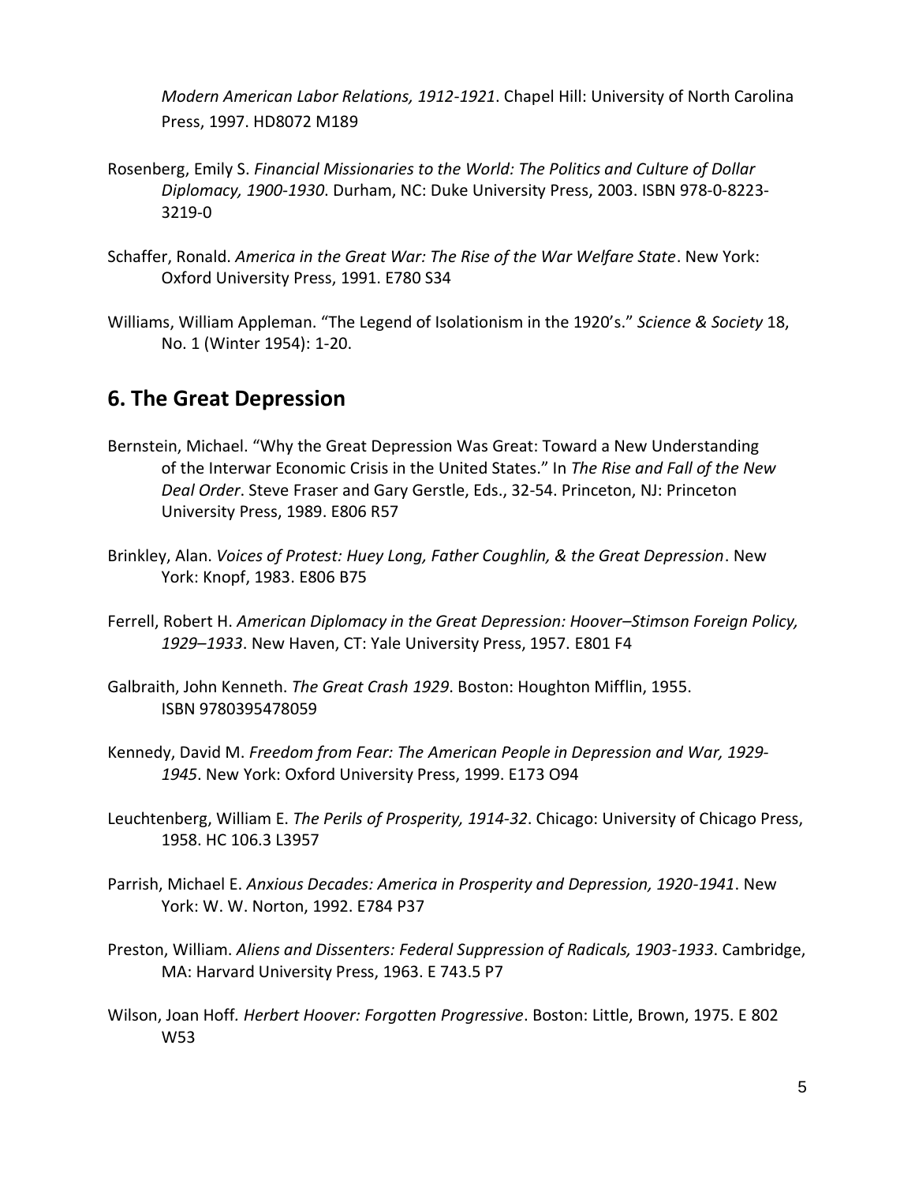*Modern American Labor Relations, 1912-1921*. Chapel Hill: University of North Carolina Press, 1997. HD8072 M189

Rosenberg, Emily S. *Financial Missionaries to the World: The Politics and Culture of Dollar Diplomacy, 1900-1930*. Durham, NC: Duke University Press, 2003. ISBN 978-0-8223-3219-0

Schaffer, Ronald. *America in the Great War: The Rise of the War Welfare State*. New York: Oxford University Press, 1991. E780 S34

Williams, William Appleman. "The Legend of Isolationism in the 1920's." *Science & Society* 18, No. 1 (Winter 1954): 1-20.

## 6. The Great Depression

Bernstein, Michael. "Why the Great Depression Was Great: Toward a New Understanding of the Interwar Economic Crisis in the United States." In *The Rise and Fall of the New Deal Order*. Steve Fraser and Gary Gerstle, Eds., 32-54. Princeton, NJ: Princeton University Press, 1989. E806 R57

Brinkley, Alan. *Voices of Protest: Huey Long, Father Coughlin, & the Great Depression*. New York: Knopf, 1983. E806 B75

Ferrell, Robert H. *American Diplomacy in the Great Depression: Hoover–Stimson Foreign Policy, 1929–1933*. New Haven, CT: Yale University Press, 1957. E801 F4

Galbraith, John Kenneth. *The Great Crash 1929*. Boston: Houghton Mifflin, 1955. ISBN 9780395478059

Kennedy, David M. *Freedom from Fear: The American People in Depression and War, 1929-1945*. New York: Oxford University Press, 1999. E173 O94

Leuchtenberg, William E. *The Perils of Prosperity, 1914-32*. Chicago: University of Chicago Press, 1958. HC 106.3 L3957

Parrish, Michael E. *Anxious Decades: America in Prosperity and Depression, 1920-1941*. New York: W. W. Norton, 1992. E784 P37

Preston, William. *Aliens and Dissenters: Federal Suppression of Radicals, 1903-1933*. Cambridge, MA: Harvard University Press, 1963. E 743.5 P7

Wilson, Joan Hoff. *Herbert Hoover: Forgotten Progressive*. Boston: Little, Brown, 1975. E 802 W53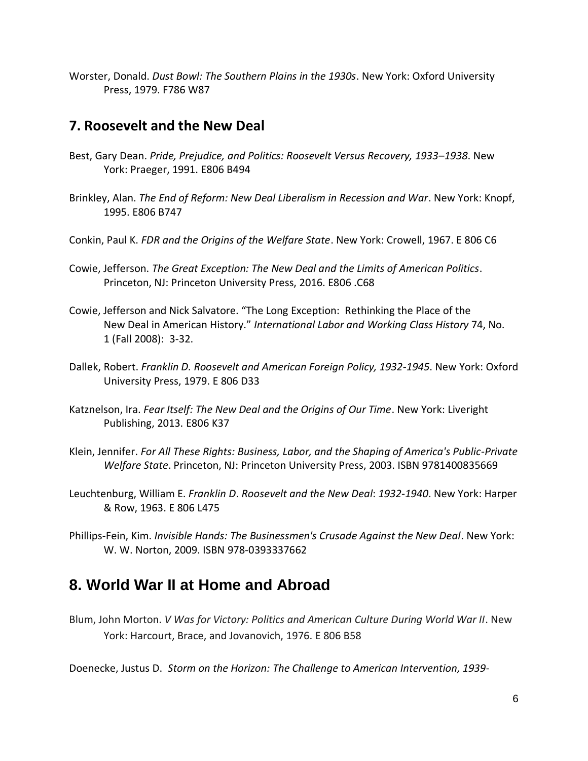Worster, Donald. *Dust Bowl: The Southern Plains in the 1930s*. New York: Oxford University Press, 1979. F786 W87

## 7. Roosevelt and the New Deal

Best, Gary Dean. *Pride, Prejudice, and Politics: Roosevelt Versus Recovery, 1933–1938*. New York: Praeger, 1991. E806 B494

Brinkley, Alan. *The End of Reform: New Deal Liberalism in Recession and War*. New York: Knopf, 1995. E806 B747

Conkin, Paul K. *FDR and the Origins of the Welfare State*. New York: Crowell, 1967. E 806 C6

Cowie, Jefferson. *The Great Exception: The New Deal and the Limits of American Politics*. Princeton, NJ: Princeton University Press, 2016. E806 .C68

Cowie, Jefferson and Nick Salvatore. "The Long Exception: Rethinking the Place of the New Deal in American History." *International Labor and Working Class History* 74, No. 1 (Fall 2008): 3-32.

Dallek, Robert. *Franklin D. Roosevelt and American Foreign Policy, 1932-1945*. New York: Oxford University Press, 1979. E 806 D33

Katznelson, Ira. *Fear Itself: The New Deal and the Origins of Our Time*. New York: Liveright Publishing, 2013. E806 K37

Klein, Jennifer. *For All These Rights: Business, Labor, and the Shaping of America's Public-Private Welfare State*. Princeton, NJ: Princeton University Press, 2003. ISBN 9781400835669

Leuchtenburg, William E. *Franklin D. Roosevelt and the New Deal: 1932-1940*. New York: Harper & Row, 1963. E 806 L475

Phillips-Fein, Kim. *Invisible Hands: The Businessmen's Crusade Against the New Deal*. New York: W. W. Norton, 2009. ISBN 978-0393337662

## 8. World War II at Home and Abroad

Blum, John Morton. *V Was for Victory: Politics and American Culture During World War II*. New York: Harcourt, Brace, and Jovanovich, 1976. E 806 B58

Doenecke, Justus D. *Storm on the Horizon: The Challenge to American Intervention, 1939-*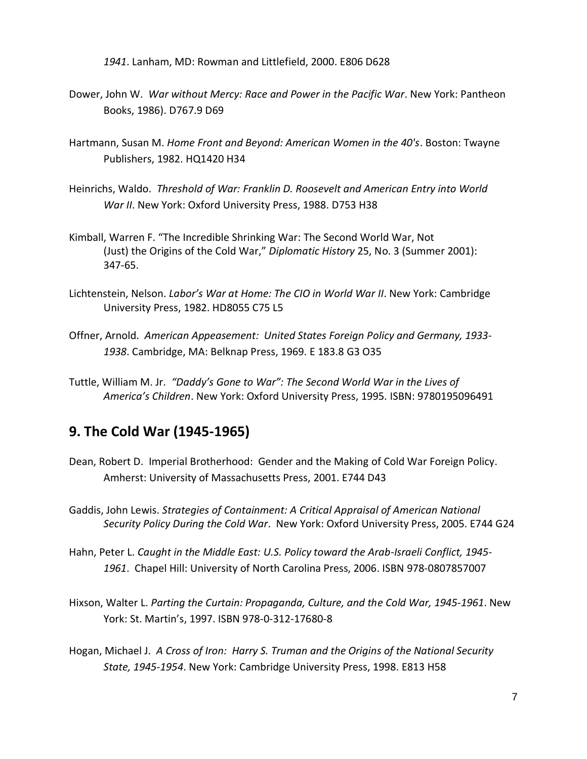*1941*. Lanham, MD: Rowman and Littlefield, 2000. E806 D628

Dower, John W. *War without Mercy: Race and Power in the Pacific War*. New York: Pantheon Books, 1986). D767.9 D69

Hartmann, Susan M. *Home Front and Beyond: American Women in the 40's*. Boston: Twayne Publishers, 1982. HQ1420 H34

Heinrichs, Waldo. *Threshold of War: Franklin D. Roosevelt and American Entry into World War II*. New York: Oxford University Press, 1988. D753 H38

Kimball, Warren F. "The Incredible Shrinking War: The Second World War, Not (Just) the Origins of the Cold War," *Diplomatic History* 25, No. 3 (Summer 2001): 347-65.

Lichtenstein, Nelson. *Labor's War at Home: The CIO in World War II*. New York: Cambridge University Press, 1982. HD8055 C75 L5

Offner, Arnold. *American Appeasement: United States Foreign Policy and Germany, 1933-1938*. Cambridge, MA: Belknap Press, 1969. E 183.8 G3 O35

Tuttle, William M. Jr. *"Daddy's Gone to War": The Second World War in the Lives of America's Children*. New York: Oxford University Press, 1995. ISBN: 9780195096491

## 9. The Cold War (1945-1965)

Dean, Robert D. Imperial Brotherhood: Gender and the Making of Cold War Foreign Policy. Amherst: University of Massachusetts Press, 2001. E744 D43

Gaddis, John Lewis. *Strategies of Containment: A Critical Appraisal of American National Security Policy During the Cold War*. New York: Oxford University Press, 2005. E744 G24

Hahn, Peter L. *Caught in the Middle East: U.S. Policy toward the Arab-Israeli Conflict, 1945-1961*. Chapel Hill: University of North Carolina Press, 2006. ISBN 978-0807857007

Hixson, Walter L. *Parting the Curtain: Propaganda, Culture, and the Cold War, 1945-1961*. New York: St. Martin's, 1997. ISBN 978-0-312-17680-8

Hogan, Michael J. *A Cross of Iron: Harry S. Truman and the Origins of the National Security State, 1945-1954*. New York: Cambridge University Press, 1998. E813 H58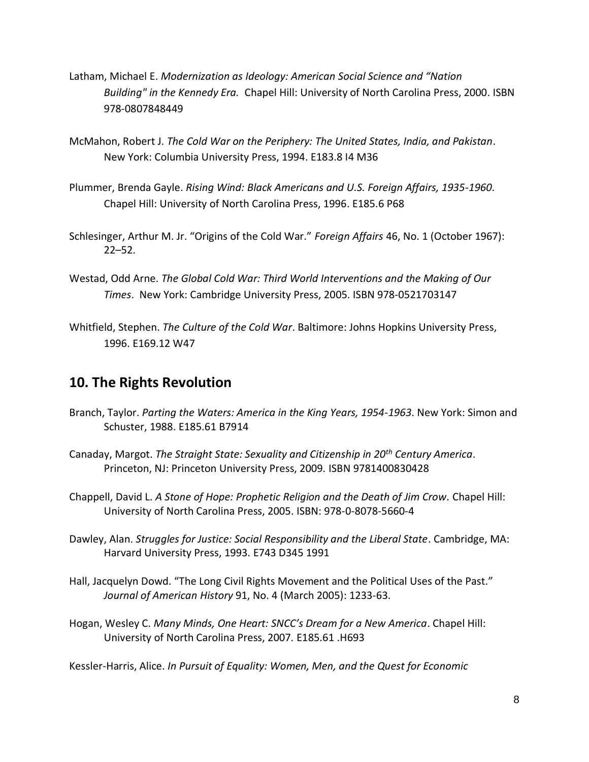Latham, Michael E. *Modernization as Ideology: American Social Science and "Nation Building" in the Kennedy Era.* Chapel Hill: University of North Carolina Press, 2000. ISBN 978-0807848449

McMahon, Robert J. *The Cold War on the Periphery: The United States, India, and Pakistan*. New York: Columbia University Press, 1994. E183.8 I4 M36

Plummer, Brenda Gayle. *Rising Wind: Black Americans and U.S. Foreign Affairs, 1935-1960*. Chapel Hill: University of North Carolina Press, 1996. E185.6 P68

Schlesinger, Arthur M. Jr. "Origins of the Cold War." *Foreign Affairs* 46, No. 1 (October 1967): 22–52.

Westad, Odd Arne. *The Global Cold War: Third World Interventions and the Making of Our Times*. New York: Cambridge University Press, 2005. ISBN 978-0521703147

Whitfield, Stephen. *The Culture of the Cold War*. Baltimore: Johns Hopkins University Press, 1996. E169.12 W47

## 10. The Rights Revolution

Branch, Taylor. *Parting the Waters: America in the King Years, 1954-1963*. New York: Simon and Schuster, 1988. E185.61 B7914

Canaday, Margot. *The Straight State: Sexuality and Citizenship in 20th Century America*. Princeton, NJ: Princeton University Press, 2009. ISBN 9781400830428

Chappell, David L. *A Stone of Hope: Prophetic Religion and the Death of Jim Crow.* Chapel Hill: University of North Carolina Press, 2005. ISBN: 978-0-8078-5660-4

Dawley, Alan. *Struggles for Justice: Social Responsibility and the Liberal State*. Cambridge, MA: Harvard University Press, 1993. E743 D345 1991

Hall, Jacquelyn Dowd. "The Long Civil Rights Movement and the Political Uses of the Past." *Journal of American History* 91, No. 4 (March 2005): 1233-63.

Hogan, Wesley C. *Many Minds, One Heart: SNCC's Dream for a New America*. Chapel Hill: University of North Carolina Press, 2007. E185.61 .H693

Kessler-Harris, Alice. *In Pursuit of Equality: Women, Men, and the Quest for Economic*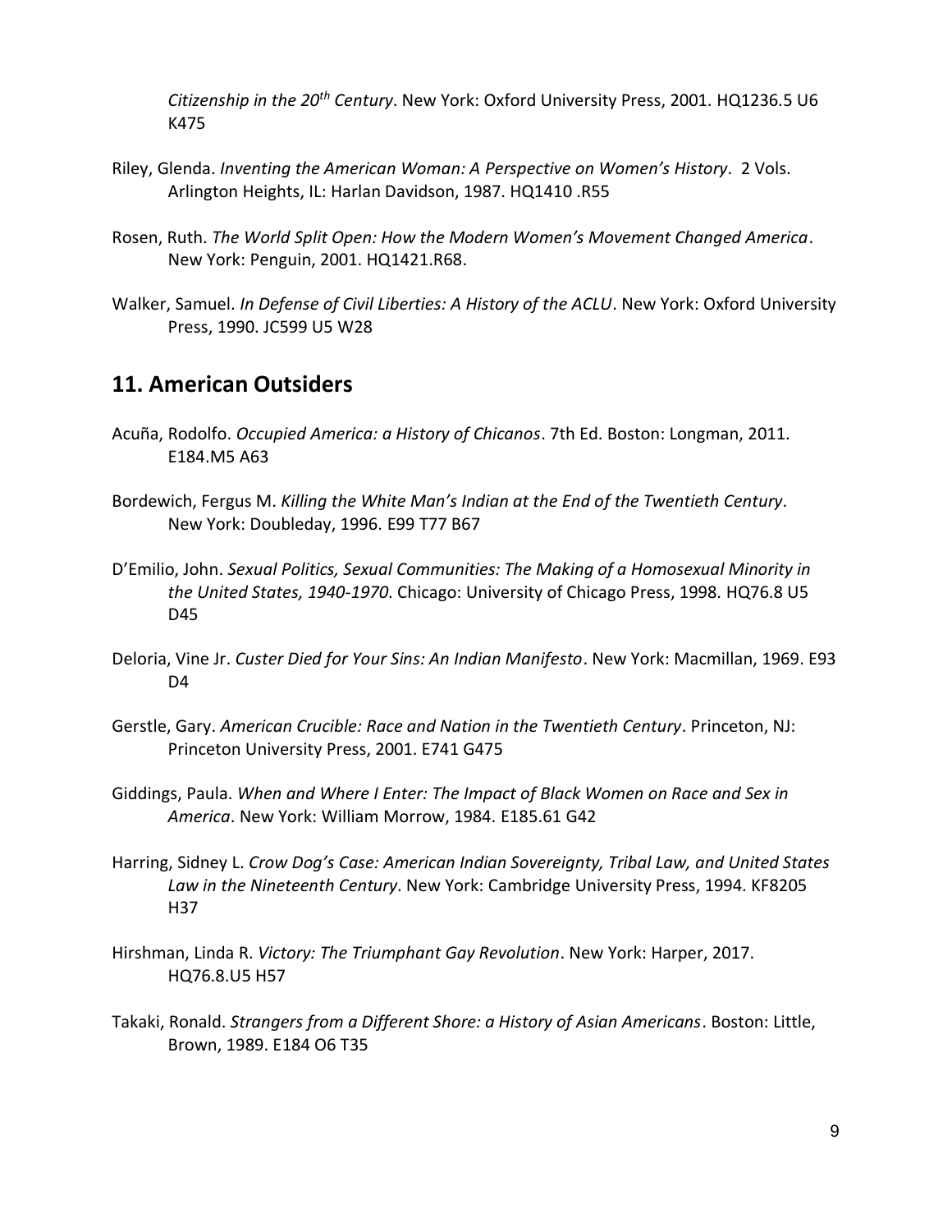*Citizenship in the 20th Century*. New York: Oxford University Press, 2001. HQ1236.5 U6 K475

Riley, Glenda. *Inventing the American Woman: A Perspective on Women's History*. 2 Vols. Arlington Heights, IL: Harlan Davidson, 1987. HQ1410 .R55

Rosen, Ruth. *The World Split Open: How the Modern Women's Movement Changed America*. New York: Penguin, 2001. HQ1421.R68.

Walker, Samuel. *In Defense of Civil Liberties: A History of the ACLU*. New York: Oxford University Press, 1990. JC599 U5 W28

## 11. American Outsiders

Acuña, Rodolfo. *Occupied America: a History of Chicanos*. 7th Ed. Boston: Longman, 2011. E184.M5 A63

Bordewich, Fergus M. *Killing the White Man's Indian at the End of the Twentieth Century*. New York: Doubleday, 1996. E99 T77 B67

D'Emilio, John. *Sexual Politics, Sexual Communities: The Making of a Homosexual Minority in the United States, 1940-1970*. Chicago: University of Chicago Press, 1998. HQ76.8 U5 D45

Deloria, Vine Jr. *Custer Died for Your Sins: An Indian Manifesto*. New York: Macmillan, 1969. E93 D4

Gerstle, Gary. *American Crucible: Race and Nation in the Twentieth Century*. Princeton, NJ: Princeton University Press, 2001. E741 G475

Giddings, Paula. *When and Where I Enter: The Impact of Black Women on Race and Sex in America*. New York: William Morrow, 1984. E185.61 G42

Harring, Sidney L. *Crow Dog's Case: American Indian Sovereignty, Tribal Law, and United States Law in the Nineteenth Century*. New York: Cambridge University Press, 1994. KF8205 H37

Hirshman, Linda R. *Victory: The Triumphant Gay Revolution*. New York: Harper, 2017. HQ76.8.U5 H57

Takaki, Ronald. *Strangers from a Different Shore: a History of Asian Americans*. Boston: Little, Brown, 1989. E184 O6 T35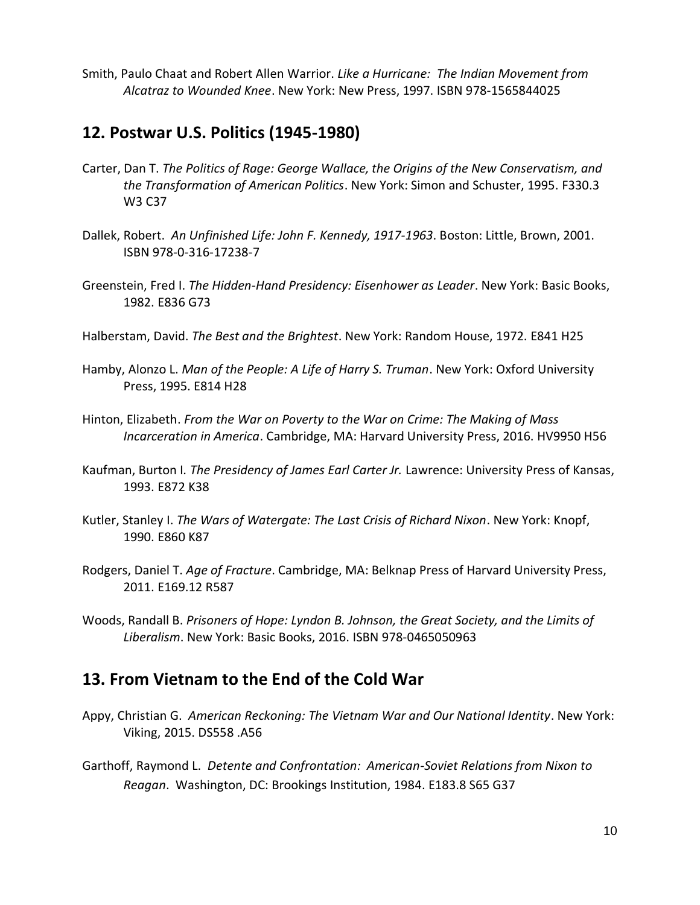Smith, Paulo Chaat and Robert Allen Warrior. *Like a Hurricane: The Indian Movement from Alcatraz to Wounded Knee*. New York: New Press, 1997. ISBN 978-1565844025

## 12. Postwar U.S. Politics (1945-1980)

Carter, Dan T. *The Politics of Rage: George Wallace, the Origins of the New Conservatism, and the Transformation of American Politics*. New York: Simon and Schuster, 1995. F330.3 W3 C37

Dallek, Robert. *An Unfinished Life: John F. Kennedy, 1917-1963*. Boston: Little, Brown, 2001. ISBN 978-0-316-17238-7

Greenstein, Fred I. *The Hidden-Hand Presidency: Eisenhower as Leader*. New York: Basic Books, 1982. E836 G73

Halberstam, David. *The Best and the Brightest*. New York: Random House, 1972. E841 H25

Hamby, Alonzo L. *Man of the People: A Life of Harry S. Truman*. New York: Oxford University Press, 1995. E814 H28

Hinton, Elizabeth. *From the War on Poverty to the War on Crime: The Making of Mass Incarceration in America*. Cambridge, MA: Harvard University Press, 2016. HV9950 H56

Kaufman, Burton I. *The Presidency of James Earl Carter Jr.* Lawrence: University Press of Kansas, 1993. E872 K38

Kutler, Stanley I. *The Wars of Watergate: The Last Crisis of Richard Nixon*. New York: Knopf, 1990. E860 K87

Rodgers, Daniel T. *Age of Fracture*. Cambridge, MA: Belknap Press of Harvard University Press, 2011. E169.12 R587

Woods, Randall B. *Prisoners of Hope: Lyndon B. Johnson, the Great Society, and the Limits of Liberalism*. New York: Basic Books, 2016. ISBN 978-0465050963

## 13. From Vietnam to the End of the Cold War

Appy, Christian G. *American Reckoning: The Vietnam War and Our National Identity*. New York: Viking, 2015. DS558 .A56

Garthoff, Raymond L. *Detente and Confrontation: American-Soviet Relations from Nixon to Reagan*. Washington, DC: Brookings Institution, 1984. E183.8 S65 G37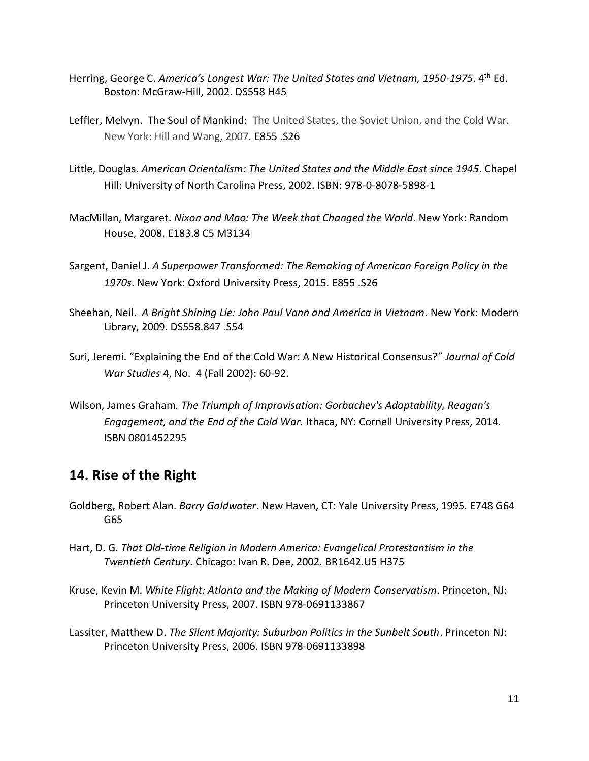Herring, George C. *America's Longest War: The United States and Vietnam, 1950-1975*. 4th Ed. Boston: McGraw-Hill, 2002. DS558 H45

Leffler, Melvyn. The Soul of Mankind: The United States, the Soviet Union, and the Cold War. New York: Hill and Wang, 2007. E855 .S26

Little, Douglas. *American Orientalism: The United States and the Middle East since 1945*. Chapel Hill: University of North Carolina Press, 2002. ISBN: 978-0-8078-5898-1

MacMillan, Margaret. *Nixon and Mao: The Week that Changed the World*. New York: Random House, 2008. E183.8 C5 M3134

Sargent, Daniel J. *A Superpower Transformed: The Remaking of American Foreign Policy in the 1970s*. New York: Oxford University Press, 2015. E855 .S26

Sheehan, Neil. *A Bright Shining Lie: John Paul Vann and America in Vietnam*. New York: Modern Library, 2009. DS558.847 .S54

Suri, Jeremi. "Explaining the End of the Cold War: A New Historical Consensus?" *Journal of Cold War Studies* 4, No. 4 (Fall 2002): 60-92.

Wilson, James Graham. *The Triumph of Improvisation: Gorbachev's Adaptability, Reagan's Engagement, and the End of the Cold War.* Ithaca, NY: Cornell University Press, 2014. ISBN 0801452295

## 14. Rise of the Right

Goldberg, Robert Alan. *Barry Goldwater*. New Haven, CT: Yale University Press, 1995. E748 G64 G65

Hart, D. G. *That Old-time Religion in Modern America: Evangelical Protestantism in the Twentieth Century*. Chicago: Ivan R. Dee, 2002. BR1642.U5 H375

Kruse, Kevin M. *White Flight: Atlanta and the Making of Modern Conservatism*. Princeton, NJ: Princeton University Press, 2007. ISBN 978-0691133867

Lassiter, Matthew D. *The Silent Majority: Suburban Politics in the Sunbelt South*. Princeton NJ: Princeton University Press, 2006. ISBN 978-0691133898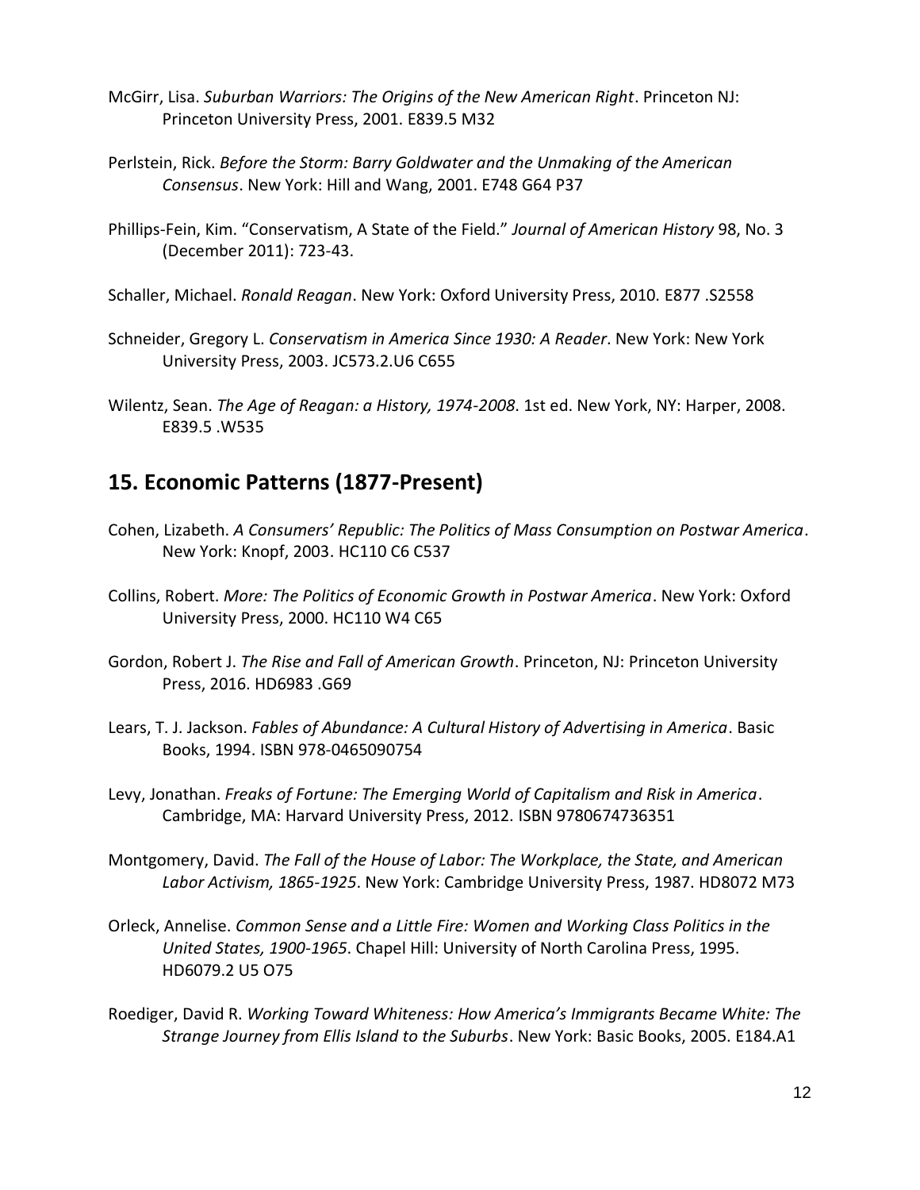McGirr, Lisa. *Suburban Warriors: The Origins of the New American Right*. Princeton NJ: Princeton University Press, 2001. E839.5 M32

Perlstein, Rick. *Before the Storm: Barry Goldwater and the Unmaking of the American Consensus*. New York: Hill and Wang, 2001. E748 G64 P37

Phillips-Fein, Kim. "Conservatism, A State of the Field." *Journal of American History* 98, No. 3 (December 2011): 723-43.

Schaller, Michael. *Ronald Reagan*. New York: Oxford University Press, 2010. E877 .S2558

Schneider, Gregory L. *Conservatism in America Since 1930: A Reader*. New York: New York University Press, 2003. JC573.2.U6 C655

Wilentz, Sean. *The Age of Reagan: a History, 1974-2008*. 1st ed. New York, NY: Harper, 2008. E839.5 .W535

## 15. Economic Patterns (1877-Present)

Cohen, Lizabeth. *A Consumers' Republic: The Politics of Mass Consumption on Postwar America*. New York: Knopf, 2003. HC110 C6 C537

Collins, Robert. *More: The Politics of Economic Growth in Postwar America*. New York: Oxford University Press, 2000. HC110 W4 C65

Gordon, Robert J. *The Rise and Fall of American Growth*. Princeton, NJ: Princeton University Press, 2016. HD6983 .G69

Lears, T. J. Jackson. *Fables of Abundance: A Cultural History of Advertising in America*. Basic Books, 1994. ISBN 978-0465090754

Levy, Jonathan. *Freaks of Fortune: The Emerging World of Capitalism and Risk in America*. Cambridge, MA: Harvard University Press, 2012. ISBN 9780674736351

Montgomery, David. *The Fall of the House of Labor: The Workplace, the State, and American Labor Activism, 1865-1925*. New York: Cambridge University Press, 1987. HD8072 M73

Orleck, Annelise. *Common Sense and a Little Fire: Women and Working Class Politics in the United States, 1900-1965*. Chapel Hill: University of North Carolina Press, 1995. HD6079.2 U5 O75

Roediger, David R. *Working Toward Whiteness: How America's Immigrants Became White: The Strange Journey from Ellis Island to the Suburbs*. New York: Basic Books, 2005. E184.A1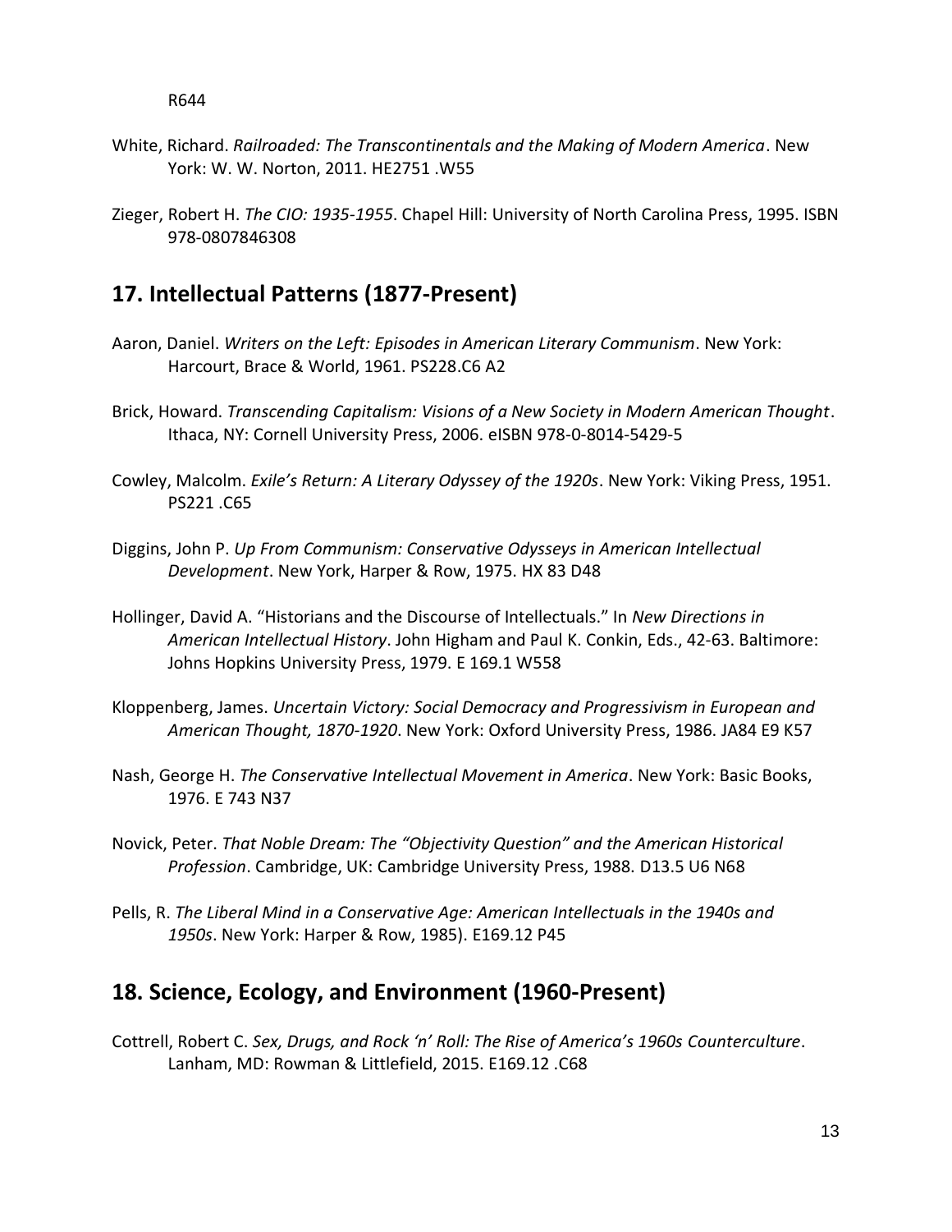R644

White, Richard. *Railroaded: The Transcontinentals and the Making of Modern America*. New York: W. W. Norton, 2011. HE2751 .W55

Zieger, Robert H. *The CIO: 1935-1955*. Chapel Hill: University of North Carolina Press, 1995. ISBN 978-0807846308

## 17. Intellectual Patterns (1877-Present)

Aaron, Daniel. *Writers on the Left: Episodes in American Literary Communism*. New York: Harcourt, Brace & World, 1961. PS228.C6 A2

Brick, Howard. *Transcending Capitalism: Visions of a New Society in Modern American Thought*. Ithaca, NY: Cornell University Press, 2006. eISBN 978-0-8014-5429-5

Cowley, Malcolm. *Exile's Return: A Literary Odyssey of the 1920s*. New York: Viking Press, 1951. PS221 .C65

Diggins, John P. *Up From Communism: Conservative Odysseys in American Intellectual Development*. New York, Harper & Row, 1975. HX 83 D48

Hollinger, David A. "Historians and the Discourse of Intellectuals." In *New Directions in American Intellectual History*. John Higham and Paul K. Conkin, Eds., 42-63. Baltimore: Johns Hopkins University Press, 1979. E 169.1 W558

Kloppenberg, James. *Uncertain Victory: Social Democracy and Progressivism in European and American Thought, 1870-1920*. New York: Oxford University Press, 1986. JA84 E9 K57

Nash, George H. *The Conservative Intellectual Movement in America*. New York: Basic Books, 1976. E 743 N37

Novick, Peter. *That Noble Dream: The "Objectivity Question" and the American Historical Profession*. Cambridge, UK: Cambridge University Press, 1988. D13.5 U6 N68

Pells, R. *The Liberal Mind in a Conservative Age: American Intellectuals in the 1940s and 1950s*. New York: Harper & Row, 1985). E169.12 P45

## 18. Science, Ecology, and Environment (1960-Present)

Cottrell, Robert C. *Sex, Drugs, and Rock 'n' Roll: The Rise of America's 1960s Counterculture*. Lanham, MD: Rowman & Littlefield, 2015. E169.12 .C68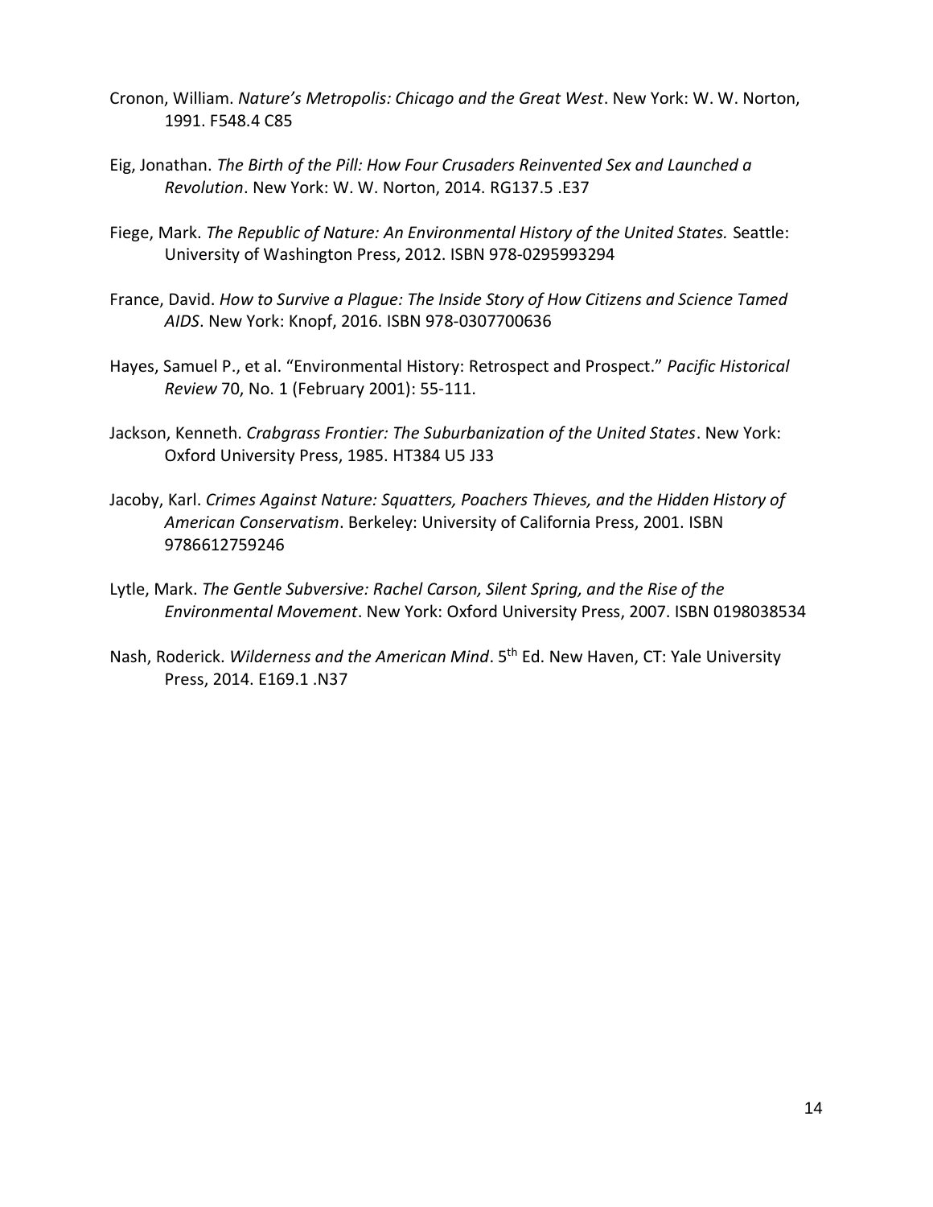Cronon, William. *Nature's Metropolis: Chicago and the Great West*. New York: W. W. Norton, 1991. F548.4 C85

Eig, Jonathan. *The Birth of the Pill: How Four Crusaders Reinvented Sex and Launched a Revolution*. New York: W. W. Norton, 2014. RG137.5 .E37

Fiege, Mark. *The Republic of Nature: An Environmental History of the United States.* Seattle: University of Washington Press, 2012. ISBN 978-0295993294

France, David. *How to Survive a Plague: The Inside Story of How Citizens and Science Tamed AIDS*. New York: Knopf, 2016. ISBN 978-0307700636

Hayes, Samuel P., et al. "Environmental History: Retrospect and Prospect." *Pacific Historical Review* 70, No. 1 (February 2001): 55-111.

Jackson, Kenneth. *Crabgrass Frontier: The Suburbanization of the United States*. New York: Oxford University Press, 1985. HT384 U5 J33

Jacoby, Karl. *Crimes Against Nature: Squatters, Poachers Thieves, and the Hidden History of American Conservatism*. Berkeley: University of California Press, 2001. ISBN 9786612759246

Lytle, Mark. *The Gentle Subversive: Rachel Carson, Silent Spring, and the Rise of the Environmental Movement*. New York: Oxford University Press, 2007. ISBN 0198038534

Nash, Roderick. *Wilderness and the American Mind*. 5th Ed. New Haven, CT: Yale University Press, 2014. E169.1 .N37